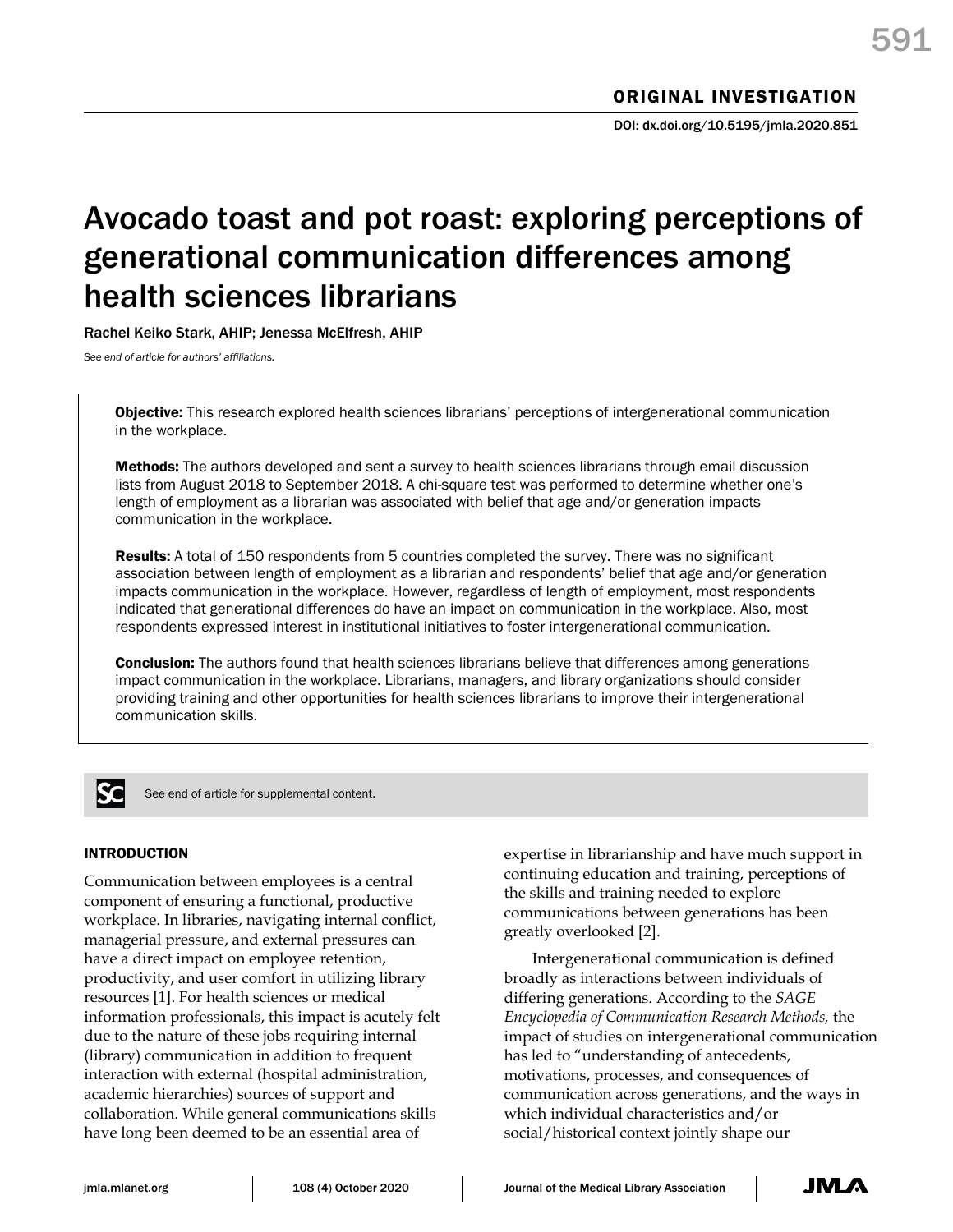ORIGINAL INVESTIGATION

DOI: dx.doi.org/10.5195/jmla.2020.851

# Avocado toast and pot roast: exploring perceptions of generational communication differences among health sciences librarians

Rachel Keiko Stark, AHIP; Jenessa McElfresh, AHIP

*See end of article for authors' affiliations.*

**Objective:** This research explored health sciences librarians' perceptions of intergenerational communication in the workplace.

**Methods:** The authors developed and sent a survey to health sciences librarians through email discussion lists from August 2018 to September 2018. A chi-square test was performed to determine whether one's length of employment as a librarian was associated with belief that age and/or generation impacts communication in the workplace.

**Results:** A total of 150 respondents from 5 countries completed the survey. There was no significant association between length of employment as a librarian and respondents' belief that age and/or generation impacts communication in the workplace. However, regardless of length of employment, most respondents indicated that generational differences do have an impact on communication in the workplace. Also, most respondents expressed interest in institutional initiatives to foster intergenerational communication.

**Conclusion:** The authors found that health sciences librarians believe that differences among generations impact communication in the workplace. Librarians, managers, and library organizations should consider providing training and other opportunities for health sciences librarians to improve their intergenerational communication skills.

See end of article for supplemental content.

## INTRODUCTION

Communication between employees is a central component of ensuring a functional, productive workplace. In libraries, navigating internal conflict, managerial pressure, and external pressures can have a direct impact on employee retention, productivity, and user comfort in utilizing library resources [1]. For health sciences or medical information professionals, this impact is acutely felt due to the nature of these jobs requiring internal (library) communication in addition to frequent interaction with external (hospital administration, academic hierarchies) sources of support and collaboration. While general communications skills have long been deemed to be an essential area of expertise in librarianship and have much support in continuing education and training, perceptions of the skills and training needed to explore communications between generations has been greatly overlooked [2].

Intergenerational communication is defined broadly as interactions between individuals of differing generations. According to the *SAGE Encyclopedia of Communication Research Methods,* the impact of studies on intergenerational communication has led to "understanding of antecedents, motivations, processes, and consequences of communication across generations, and the ways in which individual characteristics and/or social/historical context jointly shape our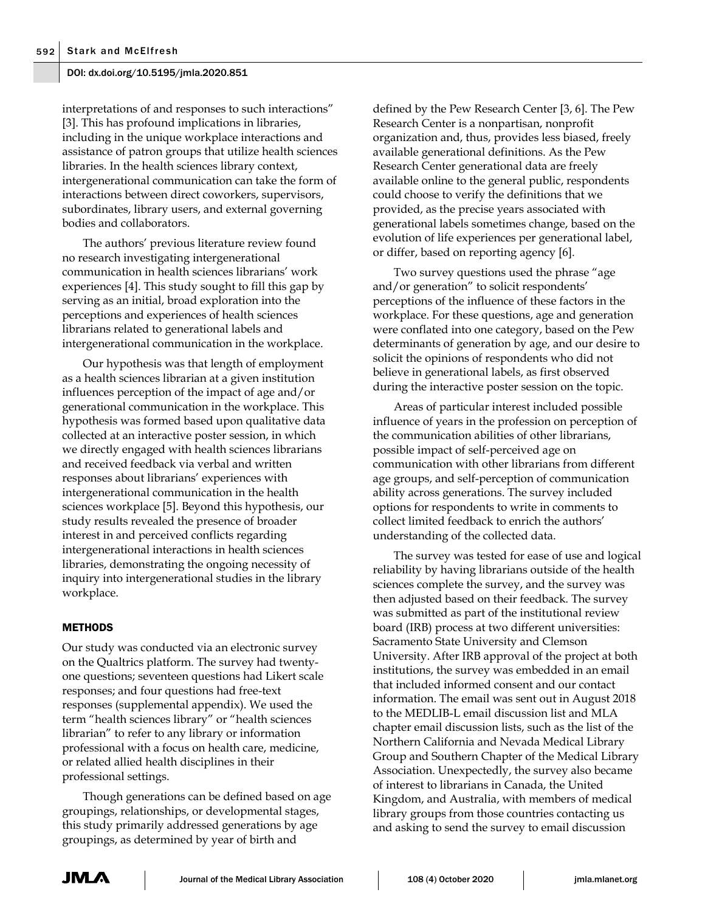interpretations of and responses to such interactions" [3]. This has profound implications in libraries, including in the unique workplace interactions and assistance of patron groups that utilize health sciences libraries. In the health sciences library context, intergenerational communication can take the form of interactions between direct coworkers, supervisors, subordinates, library users, and external governing bodies and collaborators.

The authors' previous literature review found no research investigating intergenerational communication in health sciences librarians' work experiences [4]. This study sought to fill this gap by serving as an initial, broad exploration into the perceptions and experiences of health sciences librarians related to generational labels and intergenerational communication in the workplace.

Our hypothesis was that length of employment as a health sciences librarian at a given institution influences perception of the impact of age and/or generational communication in the workplace. This hypothesis was formed based upon qualitative data collected at an interactive poster session, in which we directly engaged with health sciences librarians and received feedback via verbal and written responses about librarians' experiences with intergenerational communication in the health sciences workplace [5]. Beyond this hypothesis, our study results revealed the presence of broader interest in and perceived conflicts regarding intergenerational interactions in health sciences libraries, demonstrating the ongoing necessity of inquiry into intergenerational studies in the library workplace.

## METHODS

Our study was conducted via an electronic survey on the Qualtrics platform. The survey had twenty-one questions; seventeen questions had Likert scale responses; and four questions had free-text responses (supplemental appendix). We used the term "health sciences library" or "health sciences librarian" to refer to any library or information professional with a focus on health care, medicine, or related allied health disciplines in their professional settings.

Though generations can be defined based on age groupings, relationships, or developmental stages, this study primarily addressed generations by age groupings, as determined by year of birth and defined by the Pew Research Center [3, 6]. The Pew Research Center is a nonpartisan, nonprofit organization and, thus, provides less biased, freely available generational definitions. As the Pew Research Center generational data are freely available online to the general public, respondents could choose to verify the definitions that we provided, as the precise years associated with generational labels sometimes change, based on the evolution of life experiences per generational label, or differ, based on reporting agency [6].

Two survey questions used the phrase "age and/or generation" to solicit respondents' perceptions of the influence of these factors in the workplace. For these questions, age and generation were conflated into one category, based on the Pew determinants of generation by age, and our desire to solicit the opinions of respondents who did not believe in generational labels, as first observed during the interactive poster session on the topic.

Areas of particular interest included possible influence of years in the profession on perception of the communication abilities of other librarians, possible impact of self-perceived age on communication with other librarians from different age groups, and self-perception of communication ability across generations. The survey included options for respondents to write in comments to collect limited feedback to enrich the authors' understanding of the collected data.

The survey was tested for ease of use and logical reliability by having librarians outside of the health sciences complete the survey, and the survey was then adjusted based on their feedback. The survey was submitted as part of the institutional review board (IRB) process at two different universities: Sacramento State University and Clemson University. After IRB approval of the project at both institutions, the survey was embedded in an email that included informed consent and our contact information. The email was sent out in August 2018 to the MEDLIB-L email discussion list and MLA chapter email discussion lists, such as the list of the Northern California and Nevada Medical Library Group and Southern Chapter of the Medical Library Association. Unexpectedly, the survey also became of interest to librarians in Canada, the United Kingdom, and Australia, with members of medical library groups from those countries contacting us and asking to send the survey to email discussion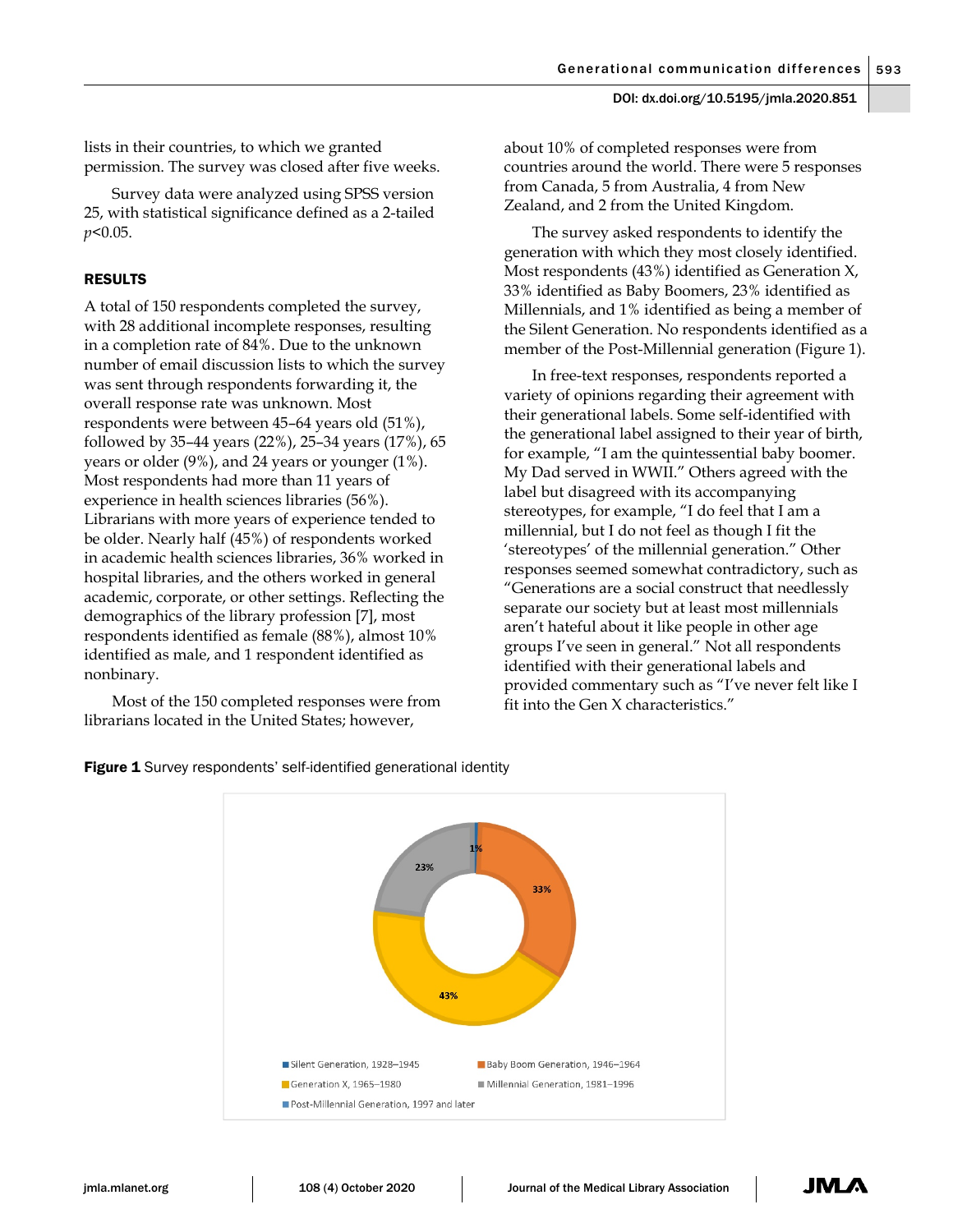lists in their countries, to which we granted permission. The survey was closed after five weeks.

Survey data were analyzed using SPSS version 25, with statistical significance defined as a 2-tailed $p<0.05$.

## RESULTS

A total of 150 respondents completed the survey, with 28 additional incomplete responses, resulting in a completion rate of 84%. Due to the unknown number of email discussion lists to which the survey was sent through respondents forwarding it, the overall response rate was unknown. Most respondents were between 45–64 years old (51%), followed by 35–44 years (22%), 25–34 years (17%), 65 years or older (9%), and 24 years or younger (1%). Most respondents had more than 11 years of experience in health sciences libraries (56%). Librarians with more years of experience tended to be older. Nearly half (45%) of respondents worked in academic health sciences libraries, 36% worked in hospital libraries, and the others worked in general academic, corporate, or other settings. Reflecting the demographics of the library profession [7], most respondents identified as female (88%), almost 10% identified as male, and 1 respondent identified as nonbinary.

Most of the 150 completed responses were from librarians located in the United States; however, about 10% of completed responses were from countries around the world. There were 5 responses from Canada, 5 from Australia, 4 from New Zealand, and 2 from the United Kingdom.

The survey asked respondents to identify the generation with which they most closely identified. Most respondents (43%) identified as Generation X, 33% identified as Baby Boomers, 23% identified as Millennials, and 1% identified as being a member of the Silent Generation. No respondents identified as a member of the Post-Millennial generation (Figure 1).

In free-text responses, respondents reported a variety of opinions regarding their agreement with their generational labels. Some self-identified with the generational label assigned to their year of birth, for example, "I am the quintessential baby boomer. My Dad served in WWII." Others agreed with the label but disagreed with its accompanying stereotypes, for example, "I do feel that I am a millennial, but I do not feel as though I fit the 'stereotypes' of the millennial generation." Other responses seemed somewhat contradictory, such as "Generations are a social construct that needlessly separate our society but at least most millennials aren't hateful about it like people in other age groups I've seen in general." Not all respondents identified with their generational labels and provided commentary such as "I've never felt like I fit into the Gen X characteristics."

**Figure 1** Survey respondents' self-identified generational identity

| Generation | Percentage |
|---|---|
| Silent Generation, 1928–1945 | 1% |
| Baby Boom Generation, 1946–1964 | 33% |
| Generation X, 1965–1980 | 43% |
| Millennial Generation, 1981–1996 | 23% |
| Post-Millennial Generation, 1997 and later | |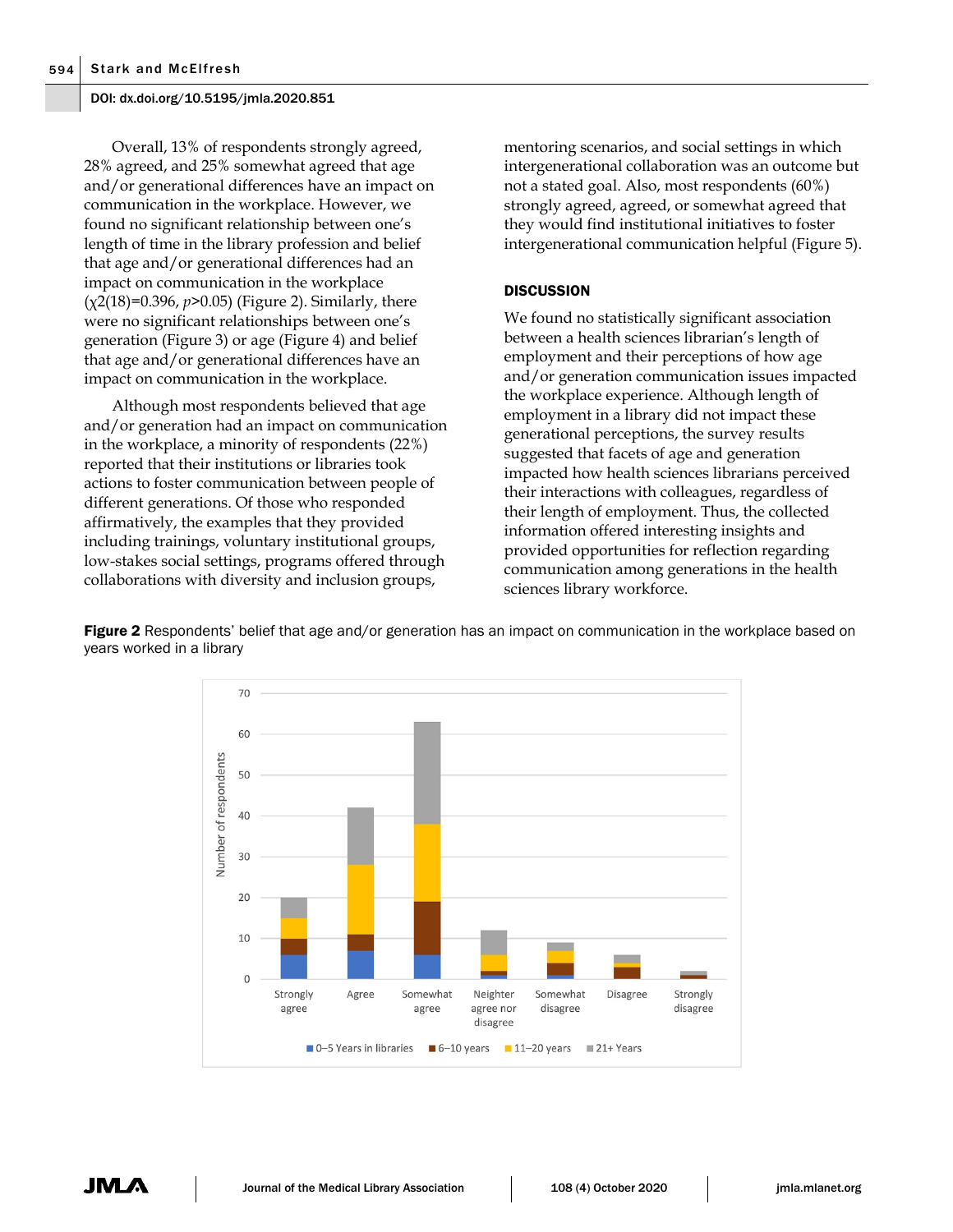Overall, 13% of respondents strongly agreed, 28% agreed, and 25% somewhat agreed that age and/or generational differences have an impact on communication in the workplace. However, we found no significant relationship between one's length of time in the library profession and belief that age and/or generational differences had an impact on communication in the workplace ($\chi2(18)=0.396$, $p>0.05$) (Figure 2). Similarly, there were no significant relationships between one's generation (Figure 3) or age (Figure 4) and belief that age and/or generational differences have an impact on communication in the workplace.

Although most respondents believed that age and/or generation had an impact on communication in the workplace, a minority of respondents (22%) reported that their institutions or libraries took actions to foster communication between people of different generations. Of those who responded affirmatively, the examples that they provided including trainings, voluntary institutional groups, low-stakes social settings, programs offered through collaborations with diversity and inclusion groups, mentoring scenarios, and social settings in which intergenerational collaboration was an outcome but not a stated goal. Also, most respondents (60%) strongly agreed, agreed, or somewhat agreed that they would find institutional initiatives to foster intergenerational communication helpful (Figure 5).

## DISCUSSION

We found no statistically significant association between a health sciences librarian's length of employment and their perceptions of how age and/or generation communication issues impacted the workplace experience. Although length of employment in a library did not impact these generational perceptions, the survey results suggested that facets of age and generation impacted how health sciences librarians perceived their interactions with colleagues, regardless of their length of employment. Thus, the collected information offered interesting insights and provided opportunities for reflection regarding communication among generations in the health sciences library workforce.

**Figure 2** Respondents' belief that age and/or generation has an impact on communication in the workplace based on years worked in a library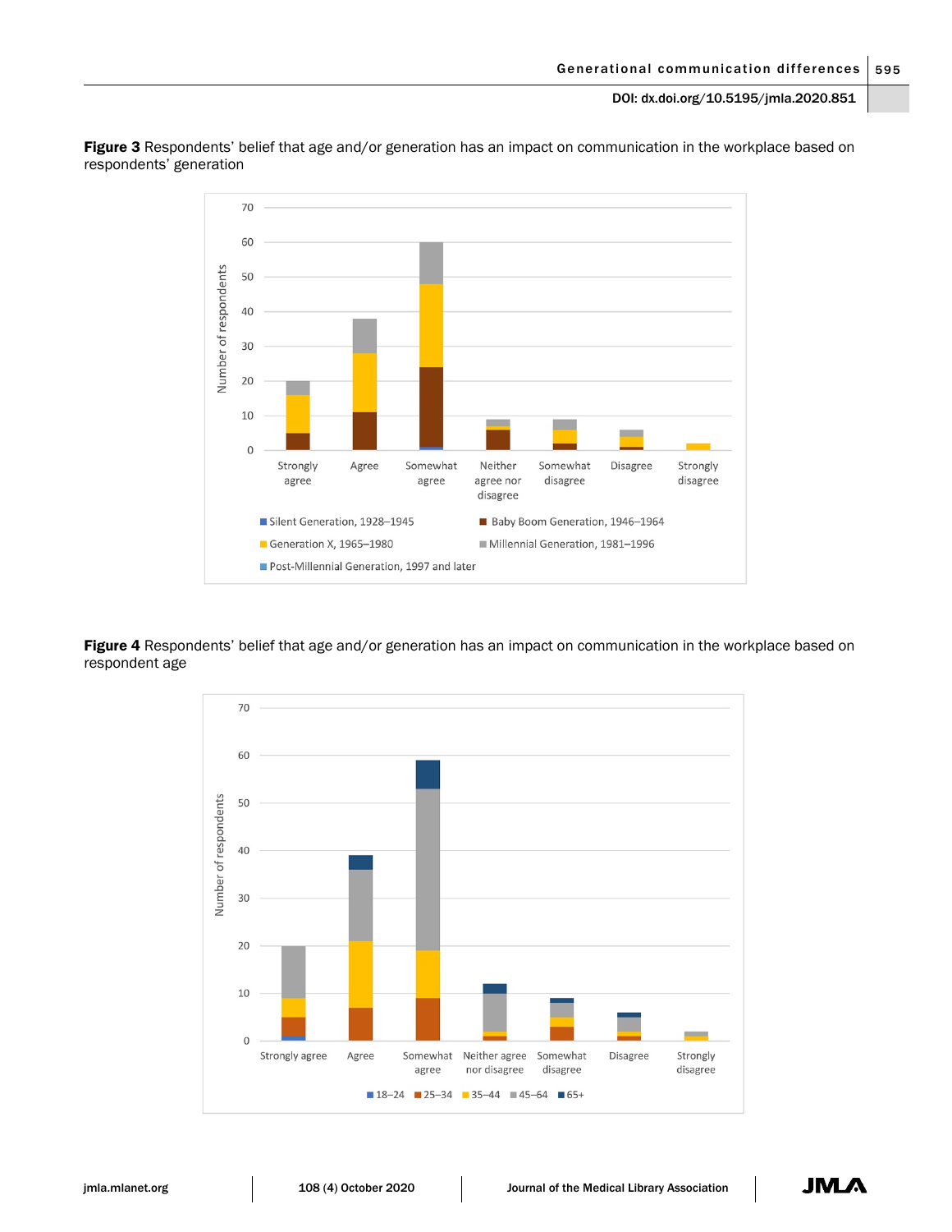**Figure 3** Respondents' belief that age and/or generation has an impact on communication in the workplace based on respondents' generation

**Figure 4** Respondents' belief that age and/or generation has an impact on communication in the workplace based on respondent age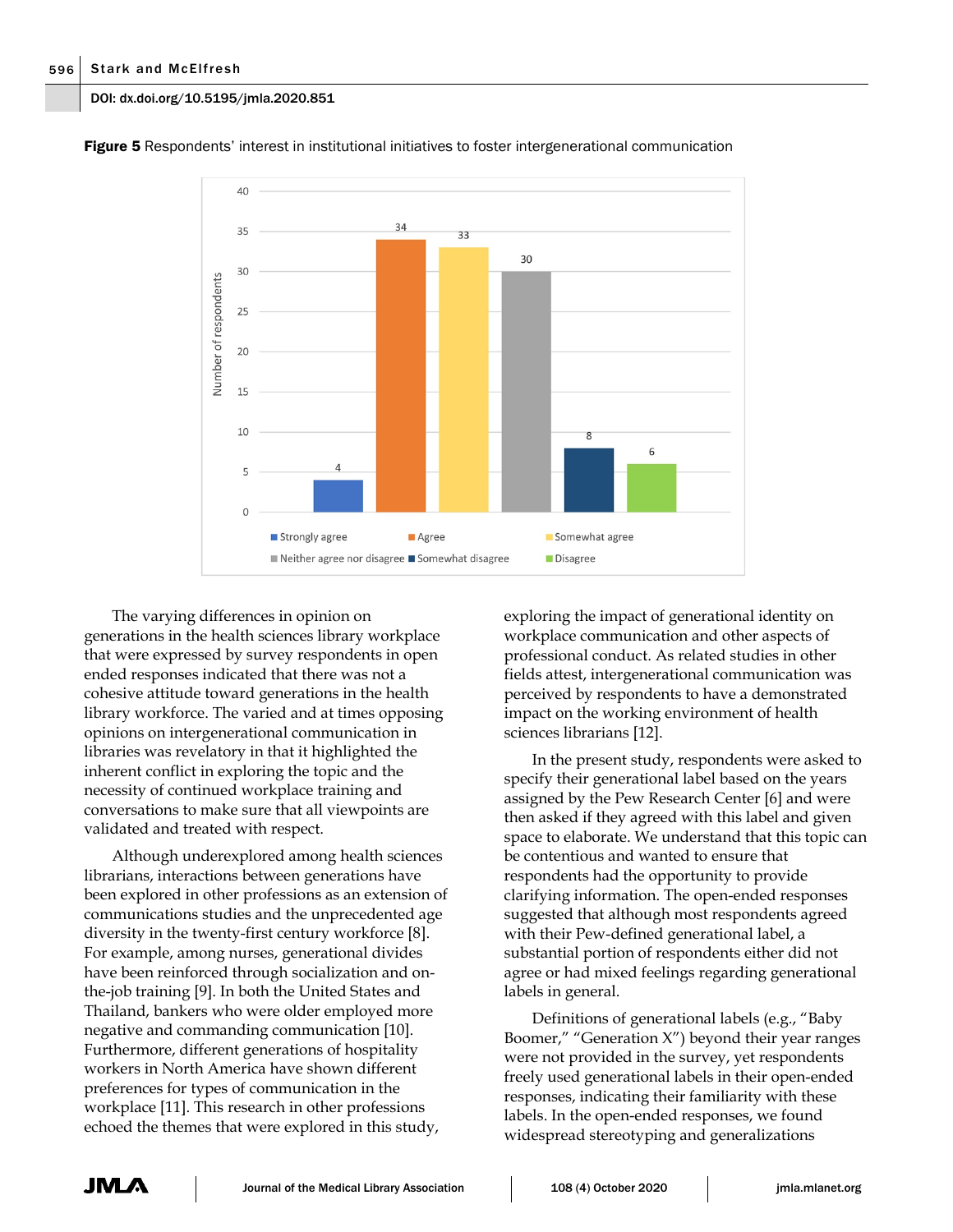**Figure 5** Respondents' interest in institutional initiatives to foster intergenerational communication

| Response | Number of respondents |
|---|---|
| Strongly agree | 4 |
| Agree | 34 |
| Somewhat agree | 33 |
| Neither agree nor disagree | 30 |
| Somewhat disagree | 8 |
| Disagree | 6 |

The varying differences in opinion on generations in the health sciences library workplace that were expressed by survey respondents in open ended responses indicated that there was not a cohesive attitude toward generations in the health library workforce. The varied and at times opposing opinions on intergenerational communication in libraries was revelatory in that it highlighted the inherent conflict in exploring the topic and the necessity of continued workplace training and conversations to make sure that all viewpoints are validated and treated with respect.

Although underexplored among health sciences librarians, interactions between generations have been explored in other professions as an extension of communications studies and the unprecedented age diversity in the twenty-first century workforce [8]. For example, among nurses, generational divides have been reinforced through socialization and on-the-job training [9]. In both the United States and Thailand, bankers who were older employed more negative and commanding communication [10]. Furthermore, different generations of hospitality workers in North America have shown different preferences for types of communication in the workplace [11]. This research in other professions echoed the themes that were explored in this study, exploring the impact of generational identity on workplace communication and other aspects of professional conduct. As related studies in other fields attest, intergenerational communication was perceived by respondents to have a demonstrated impact on the working environment of health sciences librarians [12].

In the present study, respondents were asked to specify their generational label based on the years assigned by the Pew Research Center [6] and were then asked if they agreed with this label and given space to elaborate. We understand that this topic can be contentious and wanted to ensure that respondents had the opportunity to provide clarifying information. The open-ended responses suggested that although most respondents agreed with their Pew-defined generational label, a substantial portion of respondents either did not agree or had mixed feelings regarding generational labels in general.

Definitions of generational labels (e.g., "Baby Boomer," "Generation X") beyond their year ranges were not provided in the survey, yet respondents freely used generational labels in their open-ended responses, indicating their familiarity with these labels. In the open-ended responses, we found widespread stereotyping and generalizations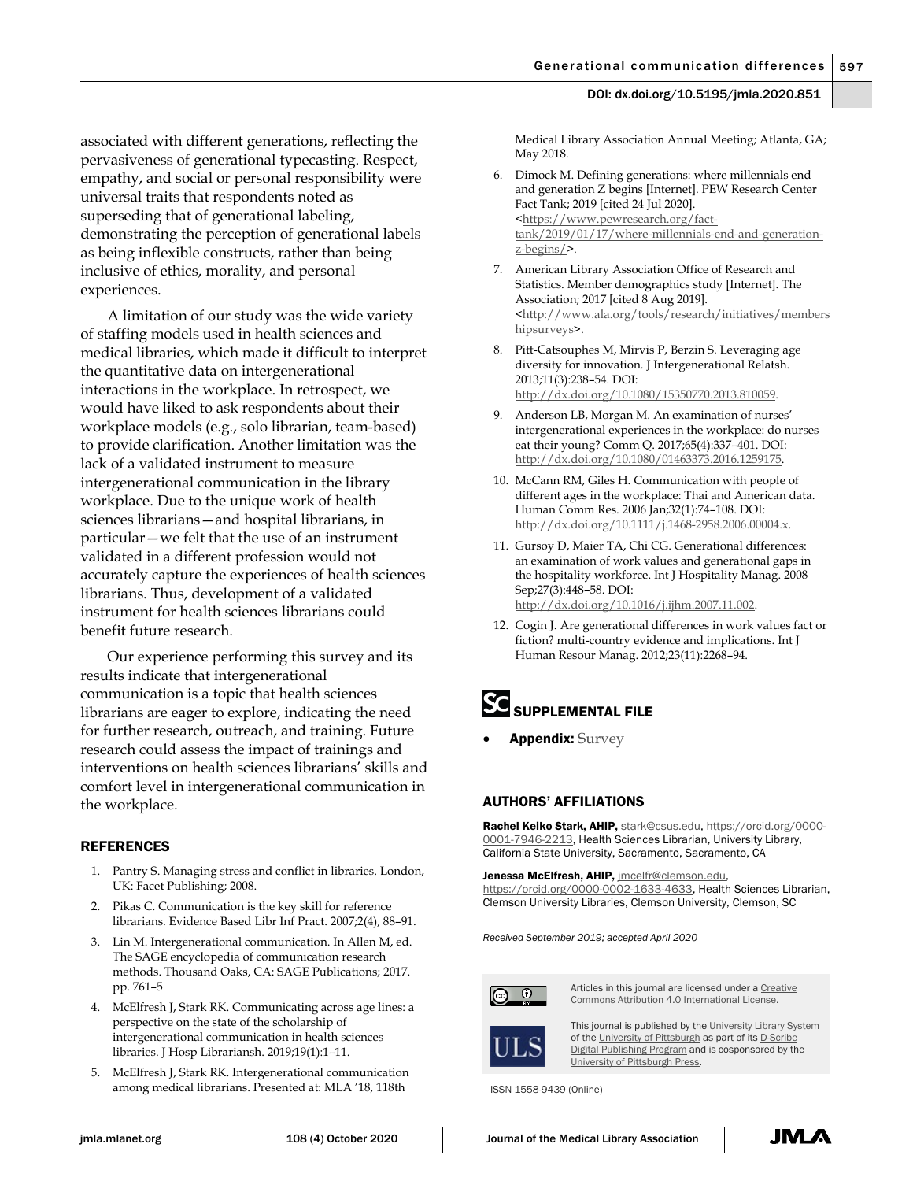associated with different generations, reflecting the pervasiveness of generational typecasting. Respect, empathy, and social or personal responsibility were universal traits that respondents noted as superseding that of generational labeling, demonstrating the perception of generational labels as being inflexible constructs, rather than being inclusive of ethics, morality, and personal experiences.

A limitation of our study was the wide variety of staffing models used in health sciences and medical libraries, which made it difficult to interpret the quantitative data on intergenerational interactions in the workplace. In retrospect, we would have liked to ask respondents about their workplace models (e.g., solo librarian, team-based) to provide clarification. Another limitation was the lack of a validated instrument to measure intergenerational communication in the library workplace. Due to the unique work of health sciences librarians—and hospital librarians, in particular—we felt that the use of an instrument validated in a different profession would not accurately capture the experiences of health sciences librarians. Thus, development of a validated instrument for health sciences librarians could benefit future research.

Our experience performing this survey and its results indicate that intergenerational communication is a topic that health sciences librarians are eager to explore, indicating the need for further research, outreach, and training. Future research could assess the impact of trainings and interventions on health sciences librarians' skills and comfort level in intergenerational communication in the workplace.

## REFERENCES

1. Pantry S. Managing stress and conflict in libraries. London, UK: Facet Publishing; 2008.
2. Pikas C. Communication is the key skill for reference librarians. Evidence Based Libr Inf Pract. 2007;2(4), 88–91.
3. Lin M. Intergenerational communication. In Allen M, ed. The SAGE encyclopedia of communication research methods. Thousand Oaks, CA: SAGE Publications; 2017. pp. 761–5
4. McElfresh J, Stark RK. Communicating across age lines: a perspective on the state of the scholarship of intergenerational communication in health sciences libraries. J Hosp Librariansh. 2019;19(1):1–11.
5. McElfresh J, Stark RK. Intergenerational communication among medical librarians. Presented at: MLA '18, 118th Medical Library Association Annual Meeting; Atlanta, GA; May 2018.
6. Dimock M. Defining generations: where millennials end and generation Z begins [Internet]. PEW Research Center Fact Tank; 2019 [cited 24 Jul 2020]. <https://www.pewresearch.org/fact-tank/2019/01/17/where-millennials-end-and-generation-z-begins/>.
7. American Library Association Office of Research and Statistics. Member demographics study [Internet]. The Association; 2017 [cited 8 Aug 2019]. <http://www.ala.org/tools/research/initiatives/membershipsurveys>.
8. Pitt-Catsouphes M, Mirvis P, Berzin S. Leveraging age diversity for innovation. J Intergenerational Relatsh. 2013;11(3):238–54. DOI: http://dx.doi.org/10.1080/15350770.2013.810059.
9. Anderson LB, Morgan M. An examination of nurses' intergenerational experiences in the workplace: do nurses eat their young? Comm Q. 2017;65(4):337–401. DOI: http://dx.doi.org/10.1080/01463373.2016.1259175.
10. McCann RM, Giles H. Communication with people of different ages in the workplace: Thai and American data. Human Comm Res. 2006 Jan;32(1):74–108. DOI: http://dx.doi.org/10.1111/j.1468-2958.2006.00004.x.
11. Gursoy D, Maier TA, Chi CG. Generational differences: an examination of work values and generational gaps in the hospitality workforce. Int J Hospitality Manag. 2008 Sep;27(3):448–58. DOI: http://dx.doi.org/10.1016/j.ijhm.2007.11.002.
12. Cogin J. Are generational differences in work values fact or fiction? multi-country evidence and implications. Int J Human Resour Manag. 2012;23(11):2268–94.

## SUPPLEMENTAL FILE

- **Appendix:** Survey

## AUTHORS' AFFILIATIONS

**Rachel Keiko Stark, AHIP,** stark@csus.edu, https://orcid.org/0000-0001-7946-2213, Health Sciences Librarian, University Library, California State University, Sacramento, Sacramento, CA

**Jenessa McElfresh, AHIP,** jmcelfr@clemson.edu, https://orcid.org/0000-0002-1633-4633, Health Sciences Librarian, Clemson University Libraries, Clemson University, Clemson, SC

*Received September 2019; accepted April 2020*

Articles in this journal are licensed under a Creative Commons Attribution 4.0 International License.

This journal is published by the University Library System of the University of Pittsburgh as part of its D-Scribe Digital Publishing Program and is cosponsored by the University of Pittsburgh Press.

ISSN 1558-9439 (Online)